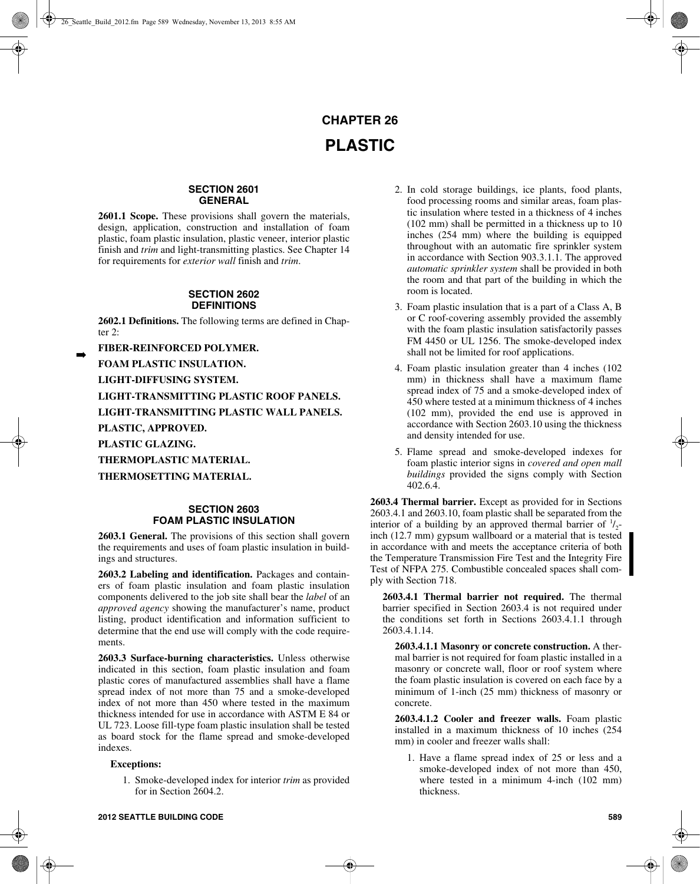# CHAPTER 26

# PLASTIC

## SECTION 2601 GENERAL

**2601.1 Scope.** These provisions shall govern the materials, design, application, construction and installation of foam plastic, foam plastic insulation, plastic veneer, interior plastic finish and *trim* and light-transmitting plastics. See Chapter 14 for requirements for *exterior wall* finish and *trim*.

## SECTION 2602 DEFINITIONS

**2602.1 Definitions.** The following terms are defined in Chapter 2:

**FIBER-REINFORCED POLYMER.**

**FOAM PLASTIC INSULATION.**

**LIGHT-DIFFUSING SYSTEM.**

**LIGHT-TRANSMITTING PLASTIC ROOF PANELS.**

**LIGHT-TRANSMITTING PLASTIC WALL PANELS.**

**PLASTIC, APPROVED.**

**PLASTIC GLAZING.**

**THERMOPLASTIC MATERIAL.**

**THERMOSETTING MATERIAL.**

## SECTION 2603 FOAM PLASTIC INSULATION

**2603.1 General.** The provisions of this section shall govern the requirements and uses of foam plastic insulation in buildings and structures.

**2603.2 Labeling and identification.** Packages and containers of foam plastic insulation and foam plastic insulation components delivered to the job site shall bear the *label* of an *approved agency* showing the manufacturer's name, product listing, product identification and information sufficient to determine that the end use will comply with the code requirements.

**2603.3 Surface-burning characteristics.** Unless otherwise indicated in this section, foam plastic insulation and foam plastic cores of manufactured assemblies shall have a flame spread index of not more than 75 and a smoke-developed index of not more than 450 where tested in the maximum thickness intended for use in accordance with ASTM E 84 or UL 723. Loose fill-type foam plastic insulation shall be tested as board stock for the flame spread and smoke-developed indexes.

**Exceptions:**

1. Smoke-developed index for interior *trim* as provided for in Section 2604.2.
2. In cold storage buildings, ice plants, food plants, food processing rooms and similar areas, foam plastic insulation where tested in a thickness of 4 inches (102 mm) shall be permitted in a thickness up to 10 inches (254 mm) where the building is equipped throughout with an automatic fire sprinkler system in accordance with Section 903.3.1.1. The approved *automatic sprinkler system* shall be provided in both the room and that part of the building in which the room is located.
3. Foam plastic insulation that is a part of a Class A, B or C roof-covering assembly provided the assembly with the foam plastic insulation satisfactorily passes FM 4450 or UL 1256. The smoke-developed index shall not be limited for roof applications.
4. Foam plastic insulation greater than 4 inches (102 mm) in thickness shall have a maximum flame spread index of 75 and a smoke-developed index of 450 where tested at a minimum thickness of 4 inches (102 mm), provided the end use is approved in accordance with Section 2603.10 using the thickness and density intended for use.
5. Flame spread and smoke-developed indexes for foam plastic interior signs in *covered and open mall buildings* provided the signs comply with Section 402.6.4.

**2603.4 Thermal barrier.** Except as provided for in Sections 2603.4.1 and 2603.10, foam plastic shall be separated from the interior of a building by an approved thermal barrier of 1/2-inch (12.7 mm) gypsum wallboard or a material that is tested in accordance with and meets the acceptance criteria of both the Temperature Transmission Fire Test and the Integrity Fire Test of NFPA 275. Combustible concealed spaces shall comply with Section 718.

**2603.4.1 Thermal barrier not required.** The thermal barrier specified in Section 2603.4 is not required under the conditions set forth in Sections 2603.4.1.1 through 2603.4.1.14.

**2603.4.1.1 Masonry or concrete construction.** A thermal barrier is not required for foam plastic installed in a masonry or concrete wall, floor or roof system where the foam plastic insulation is covered on each face by a minimum of 1-inch (25 mm) thickness of masonry or concrete.

**2603.4.1.2 Cooler and freezer walls.** Foam plastic installed in a maximum thickness of 10 inches (254 mm) in cooler and freezer walls shall:

1. Have a flame spread index of 25 or less and a smoke-developed index of not more than 450, where tested in a minimum 4-inch (102 mm) thickness.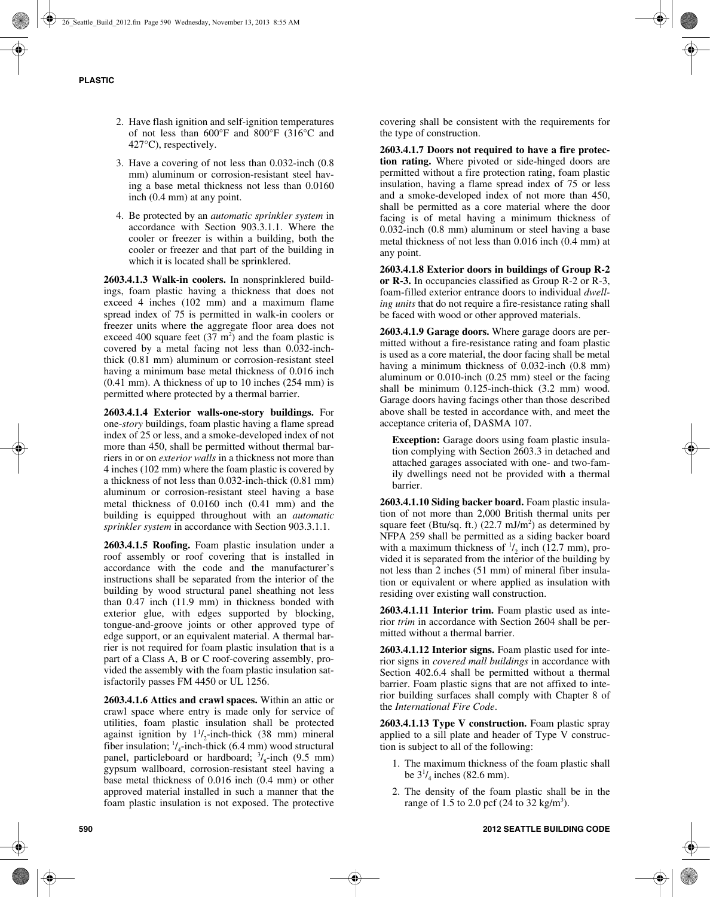2. Have flash ignition and self-ignition temperatures of not less than 600°F and 800°F (316°C and 427°C), respectively.

3. Have a covering of not less than 0.032-inch (0.8 mm) aluminum or corrosion-resistant steel having a base metal thickness not less than 0.0160 inch (0.4 mm) at any point.

4. Be protected by an *automatic sprinkler system* in accordance with Section 903.3.1.1. Where the cooler or freezer is within a building, both the cooler or freezer and that part of the building in which it is located shall be sprinklered.

**2603.4.1.3 Walk-in coolers.** In nonsprinklered buildings, foam plastic having a thickness that does not exceed 4 inches (102 mm) and a maximum flame spread index of 75 is permitted in walk-in coolers or freezer units where the aggregate floor area does not exceed 400 square feet (37 m$^2$) and the foam plastic is covered by a metal facing not less than 0.032-inch-thick (0.81 mm) aluminum or corrosion-resistant steel having a minimum base metal thickness of 0.016 inch (0.41 mm). A thickness of up to 10 inches (254 mm) is permitted where protected by a thermal barrier.

**2603.4.1.4 Exterior walls-one-story buildings.** For one-*story* buildings, foam plastic having a flame spread index of 25 or less, and a smoke-developed index of not more than 450, shall be permitted without thermal barriers in or on *exterior walls* in a thickness not more than 4 inches (102 mm) where the foam plastic is covered by a thickness of not less than 0.032-inch-thick (0.81 mm) aluminum or corrosion-resistant steel having a base metal thickness of 0.0160 inch (0.41 mm) and the building is equipped throughout with an *automatic sprinkler system* in accordance with Section 903.3.1.1.

**2603.4.1.5 Roofing.** Foam plastic insulation under a roof assembly or roof covering that is installed in accordance with the code and the manufacturer's instructions shall be separated from the interior of the building by wood structural panel sheathing not less than 0.47 inch (11.9 mm) in thickness bonded with exterior glue, with edges supported by blocking, tongue-and-groove joints or other approved type of edge support, or an equivalent material. A thermal barrier is not required for foam plastic insulation that is a part of a Class A, B or C roof-covering assembly, provided the assembly with the foam plastic insulation satisfactorily passes FM 4450 or UL 1256.

**2603.4.1.6 Attics and crawl spaces.** Within an attic or crawl space where entry is made only for service of utilities, foam plastic insulation shall be protected against ignition by $1^1/_2$-inch-thick (38 mm) mineral fiber insulation; $^1/_4$-inch-thick (6.4 mm) wood structural panel, particleboard or hardboard; $^3/_8$-inch (9.5 mm) gypsum wallboard, corrosion-resistant steel having a base metal thickness of 0.016 inch (0.4 mm) or other approved material installed in such a manner that the foam plastic insulation is not exposed. The protective covering shall be consistent with the requirements for the type of construction.

**2603.4.1.7 Doors not required to have a fire protection rating.** Where pivoted or side-hinged doors are permitted without a fire protection rating, foam plastic insulation, having a flame spread index of 75 or less and a smoke-developed index of not more than 450, shall be permitted as a core material where the door facing is of metal having a minimum thickness of 0.032-inch (0.8 mm) aluminum or steel having a base metal thickness of not less than 0.016 inch (0.4 mm) at any point.

**2603.4.1.8 Exterior doors in buildings of Group R-2 or R-3.** In occupancies classified as Group R-2 or R-3, foam-filled exterior entrance doors to individual *dwelling units* that do not require a fire-resistance rating shall be faced with wood or other approved materials.

**2603.4.1.9 Garage doors.** Where garage doors are permitted without a fire-resistance rating and foam plastic is used as a core material, the door facing shall be metal having a minimum thickness of 0.032-inch (0.8 mm) aluminum or 0.010-inch (0.25 mm) steel or the facing shall be minimum 0.125-inch-thick (3.2 mm) wood. Garage doors having facings other than those described above shall be tested in accordance with, and meet the acceptance criteria of, DASMA 107.

**Exception:** Garage doors using foam plastic insulation complying with Section 2603.3 in detached and attached garages associated with one- and two-family dwellings need not be provided with a thermal barrier.

**2603.4.1.10 Siding backer board.** Foam plastic insulation of not more than 2,000 British thermal units per square feet (Btu/sq. ft.) (22.7 mJ/m$^2$) as determined by NFPA 259 shall be permitted as a siding backer board with a maximum thickness of $^1/_2$ inch (12.7 mm), provided it is separated from the interior of the building by not less than 2 inches (51 mm) of mineral fiber insulation or equivalent or where applied as insulation with residing over existing wall construction.

**2603.4.1.11 Interior trim.** Foam plastic used as interior *trim* in accordance with Section 2604 shall be permitted without a thermal barrier.

**2603.4.1.12 Interior signs.** Foam plastic used for interior signs in *covered mall buildings* in accordance with Section 402.6.4 shall be permitted without a thermal barrier. Foam plastic signs that are not affixed to interior building surfaces shall comply with Chapter 8 of the *International Fire Code*.

**2603.4.1.13 Type V construction.** Foam plastic spray applied to a sill plate and header of Type V construction is subject to all of the following:

1. The maximum thickness of the foam plastic shall be $3^1/_4$ inches (82.6 mm).

2. The density of the foam plastic shall be in the range of 1.5 to 2.0 pcf (24 to 32 kg/m$^3$).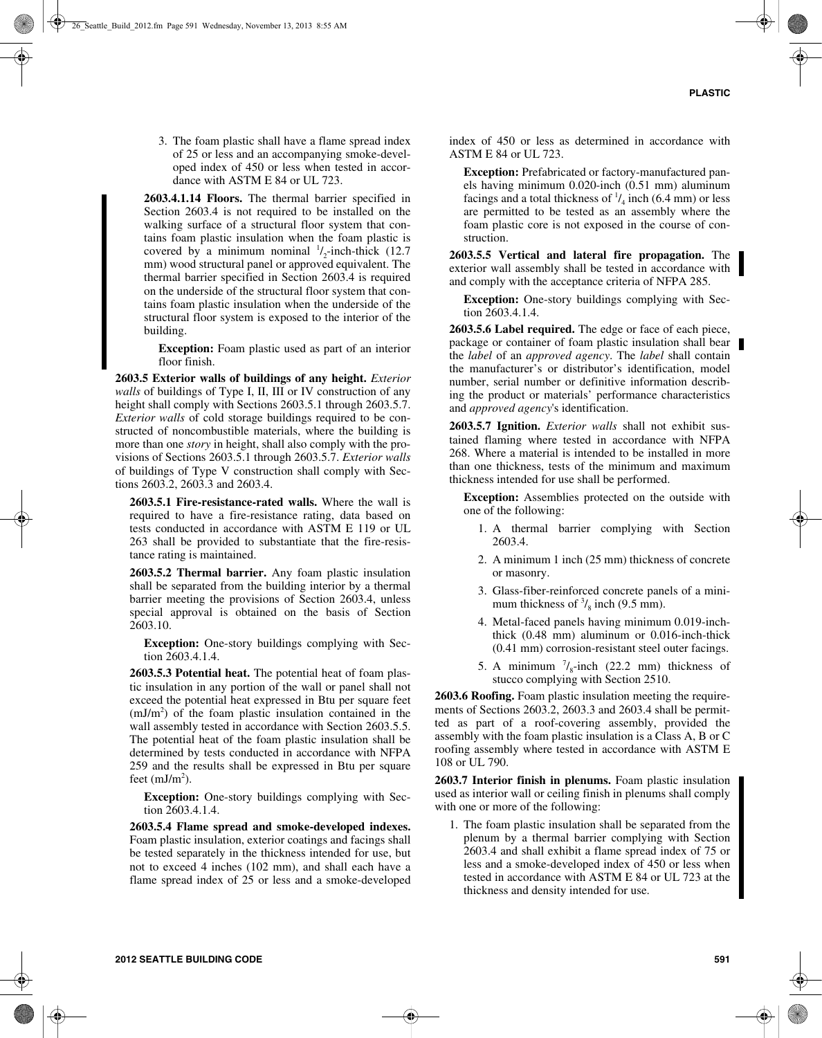3. The foam plastic shall have a flame spread index of 25 or less and an accompanying smoke-developed index of 450 or less when tested in accordance with ASTM E 84 or UL 723.

**2603.4.1.14 Floors.** The thermal barrier specified in Section 2603.4 is not required to be installed on the walking surface of a structural floor system that contains foam plastic insulation when the foam plastic is covered by a minimum nominal $^1/_2$-inch-thick (12.7 mm) wood structural panel or approved equivalent. The thermal barrier specified in Section 2603.4 is required on the underside of the structural floor system that contains foam plastic insulation when the underside of the structural floor system is exposed to the interior of the building.

**Exception:** Foam plastic used as part of an interior floor finish.

**2603.5 Exterior walls of buildings of any height.** *Exterior walls* of buildings of Type I, II, III or IV construction of any height shall comply with Sections 2603.5.1 through 2603.5.7. *Exterior walls* of cold storage buildings required to be constructed of noncombustible materials, where the building is more than one *story* in height, shall also comply with the provisions of Sections 2603.5.1 through 2603.5.7. *Exterior walls* of buildings of Type V construction shall comply with Sections 2603.2, 2603.3 and 2603.4.

**2603.5.1 Fire-resistance-rated walls.** Where the wall is required to have a fire-resistance rating, data based on tests conducted in accordance with ASTM E 119 or UL 263 shall be provided to substantiate that the fire-resistance rating is maintained.

**2603.5.2 Thermal barrier.** Any foam plastic insulation shall be separated from the building interior by a thermal barrier meeting the provisions of Section 2603.4, unless special approval is obtained on the basis of Section 2603.10.

**Exception:** One-story buildings complying with Section 2603.4.1.4.

**2603.5.3 Potential heat.** The potential heat of foam plastic insulation in any portion of the wall or panel shall not exceed the potential heat expressed in Btu per square feet (mJ/m$^2$) of the foam plastic insulation contained in the wall assembly tested in accordance with Section 2603.5.5. The potential heat of the foam plastic insulation shall be determined by tests conducted in accordance with NFPA 259 and the results shall be expressed in Btu per square feet (mJ/m$^2$).

**Exception:** One-story buildings complying with Section 2603.4.1.4.

**2603.5.4 Flame spread and smoke-developed indexes.** Foam plastic insulation, exterior coatings and facings shall be tested separately in the thickness intended for use, but not to exceed 4 inches (102 mm), and shall each have a flame spread index of 25 or less and a smoke-developed index of 450 or less as determined in accordance with ASTM E 84 or UL 723.

**Exception:** Prefabricated or factory-manufactured panels having minimum 0.020-inch (0.51 mm) aluminum facings and a total thickness of $^1/_4$ inch (6.4 mm) or less are permitted to be tested as an assembly where the foam plastic core is not exposed in the course of construction.

**2603.5.5 Vertical and lateral fire propagation.** The exterior wall assembly shall be tested in accordance with and comply with the acceptance criteria of NFPA 285.

**Exception:** One-story buildings complying with Section 2603.4.1.4.

**2603.5.6 Label required.** The edge or face of each piece, package or container of foam plastic insulation shall bear the *label* of an *approved agency*. The *label* shall contain the manufacturer's or distributor's identification, model number, serial number or definitive information describing the product or materials' performance characteristics and *approved agency*'s identification.

**2603.5.7 Ignition.** *Exterior walls* shall not exhibit sustained flaming where tested in accordance with NFPA 268. Where a material is intended to be installed in more than one thickness, tests of the minimum and maximum thickness intended for use shall be performed.

**Exception:** Assemblies protected on the outside with one of the following:

1. A thermal barrier complying with Section 2603.4.
2. A minimum 1 inch (25 mm) thickness of concrete or masonry.
3. Glass-fiber-reinforced concrete panels of a minimum thickness of $^3/_8$ inch (9.5 mm).
4. Metal-faced panels having minimum 0.019-inch-thick (0.48 mm) aluminum or 0.016-inch-thick (0.41 mm) corrosion-resistant steel outer facings.
5. A minimum $^7/_8$-inch (22.2 mm) thickness of stucco complying with Section 2510.

**2603.6 Roofing.** Foam plastic insulation meeting the requirements of Sections 2603.2, 2603.3 and 2603.4 shall be permitted as part of a roof-covering assembly, provided the assembly with the foam plastic insulation is a Class A, B or C roofing assembly where tested in accordance with ASTM E 108 or UL 790.

**2603.7 Interior finish in plenums.** Foam plastic insulation used as interior wall or ceiling finish in plenums shall comply with one or more of the following:

1. The foam plastic insulation shall be separated from the plenum by a thermal barrier complying with Section 2603.4 and shall exhibit a flame spread index of 75 or less and a smoke-developed index of 450 or less when tested in accordance with ASTM E 84 or UL 723 at the thickness and density intended for use.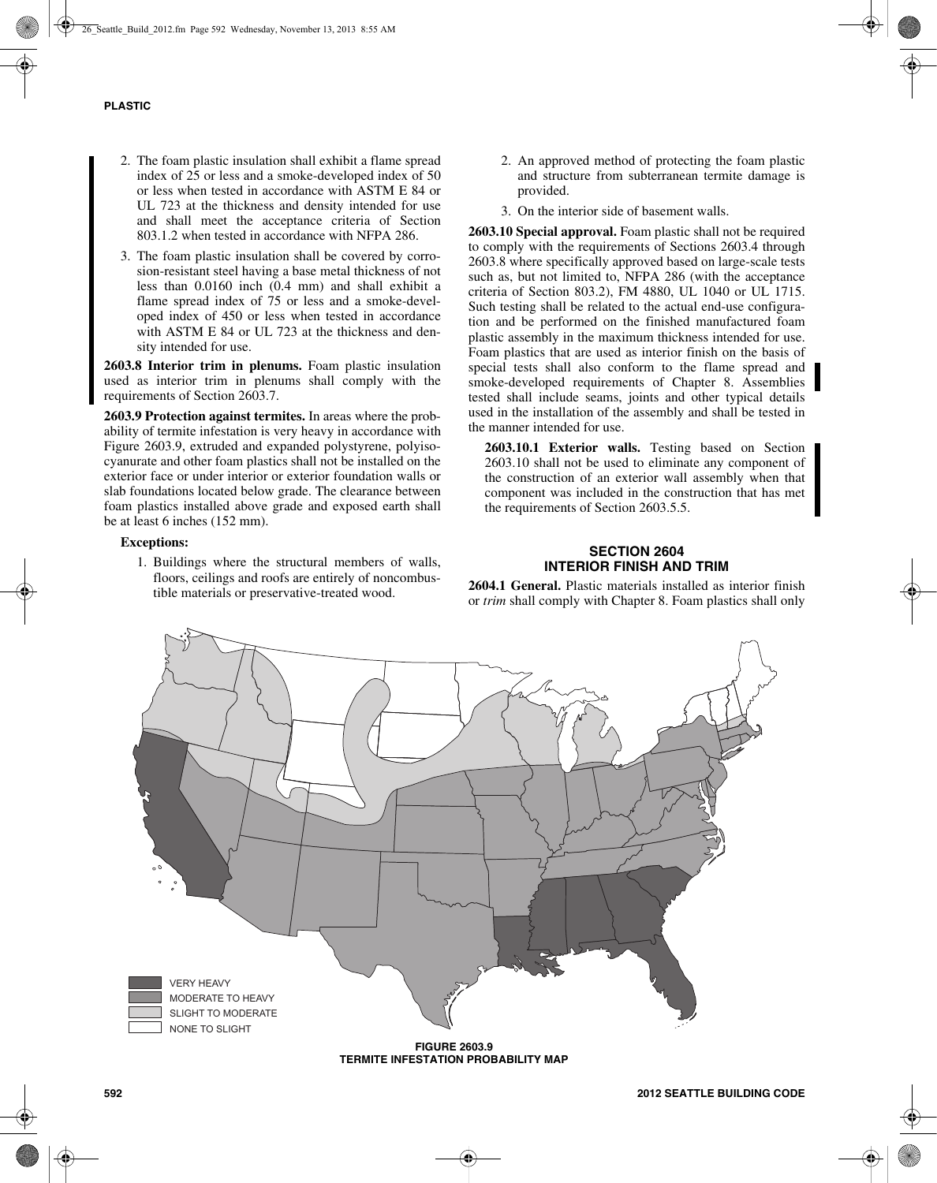2. The foam plastic insulation shall exhibit a flame spread index of 25 or less and a smoke-developed index of 50 or less when tested in accordance with ASTM E 84 or UL 723 at the thickness and density intended for use and shall meet the acceptance criteria of Section 803.1.2 when tested in accordance with NFPA 286.
3. The foam plastic insulation shall be covered by corrosion-resistant steel having a base metal thickness of not less than 0.0160 inch (0.4 mm) and shall exhibit a flame spread index of 75 or less and a smoke-developed index of 450 or less when tested in accordance with ASTM E 84 or UL 723 at the thickness and density intended for use.

**2603.8 Interior trim in plenums.** Foam plastic insulation used as interior trim in plenums shall comply with the requirements of Section 2603.7.

**2603.9 Protection against termites.** In areas where the probability of termite infestation is very heavy in accordance with Figure 2603.9, extruded and expanded polystyrene, polyisocyanurate and other foam plastics shall not be installed on the exterior face or under interior or exterior foundation walls or slab foundations located below grade. The clearance between foam plastics installed above grade and exposed earth shall be at least 6 inches (152 mm).

**Exceptions:**

1. Buildings where the structural members of walls, floors, ceilings and roofs are entirely of noncombustible materials or preservative-treated wood.
2. An approved method of protecting the foam plastic and structure from subterranean termite damage is provided.
3. On the interior side of basement walls.

**2603.10 Special approval.** Foam plastic shall not be required to comply with the requirements of Sections 2603.4 through 2603.8 where specifically approved based on large-scale tests such as, but not limited to, NFPA 286 (with the acceptance criteria of Section 803.2), FM 4880, UL 1040 or UL 1715. Such testing shall be related to the actual end-use configuration and be performed on the finished manufactured foam plastic assembly in the maximum thickness intended for use. Foam plastics that are used as interior finish on the basis of special tests shall also conform to the flame spread and smoke-developed requirements of Chapter 8. Assemblies tested shall include seams, joints and other typical details used in the installation of the assembly and shall be tested in the manner intended for use.

**2603.10.1 Exterior walls.** Testing based on Section 2603.10 shall not be used to eliminate any component of the construction of an exterior wall assembly when that component was included in the construction that has met the requirements of Section 2603.5.5.

## SECTION 2604
## INTERIOR FINISH AND TRIM

**2604.1 General.** Plastic materials installed as interior finish or *trim* shall comply with Chapter 8. Foam plastics shall only

VERY HEAVY

MODERATE TO HEAVY

SLIGHT TO MODERATE

NONE TO SLIGHT

**FIGURE 2603.9**
**TERMITE INFESTATION PROBABILITY MAP**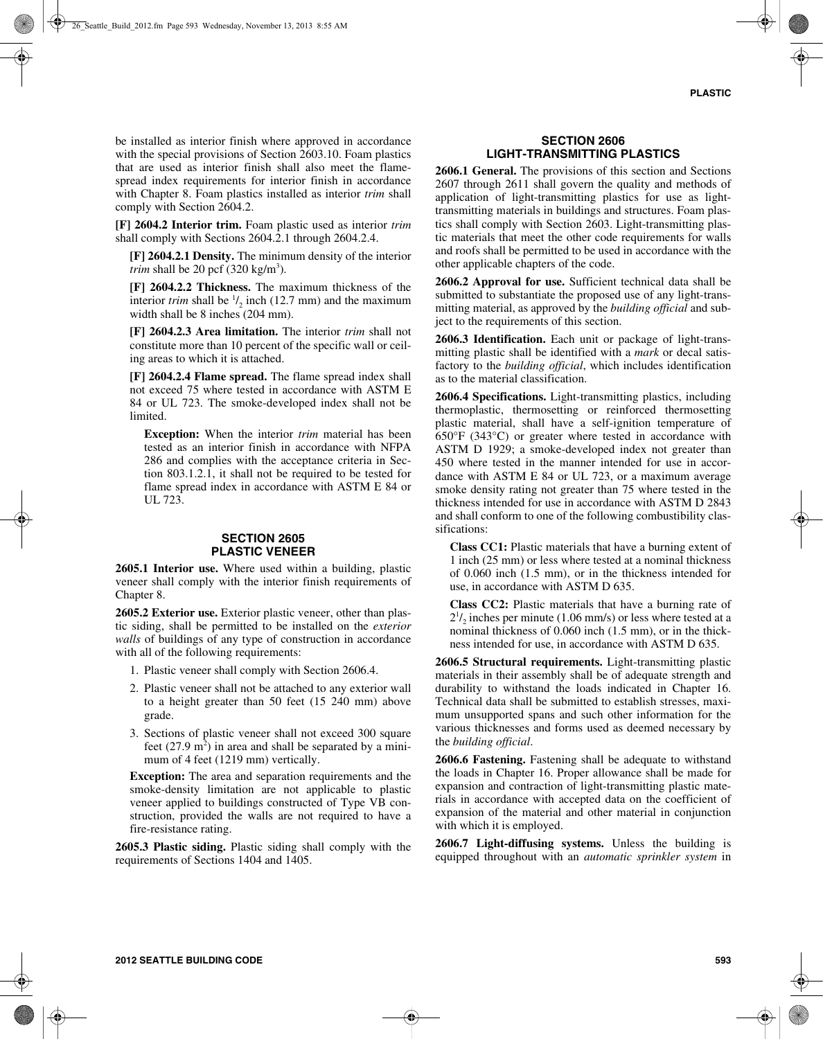be installed as interior finish where approved in accordance with the special provisions of Section 2603.10. Foam plastics that are used as interior finish shall also meet the flame-spread index requirements for interior finish in accordance with Chapter 8. Foam plastics installed as interior *trim* shall comply with Section 2604.2.

**[F] 2604.2 Interior trim.** Foam plastic used as interior *trim* shall comply with Sections 2604.2.1 through 2604.2.4.

**[F] 2604.2.1 Density.** The minimum density of the interior *trim* shall be 20 pcf (320 kg/m$^3$).

**[F] 2604.2.2 Thickness.** The maximum thickness of the interior *trim* shall be $^1/_2$ inch (12.7 mm) and the maximum width shall be 8 inches (204 mm).

**[F] 2604.2.3 Area limitation.** The interior *trim* shall not constitute more than 10 percent of the specific wall or ceiling areas to which it is attached.

**[F] 2604.2.4 Flame spread.** The flame spread index shall not exceed 75 where tested in accordance with ASTM E 84 or UL 723. The smoke-developed index shall not be limited.

**Exception:** When the interior *trim* material has been tested as an interior finish in accordance with NFPA 286 and complies with the acceptance criteria in Section 803.1.2.1, it shall not be required to be tested for flame spread index in accordance with ASTM E 84 or UL 723.

## SECTION 2605 PLASTIC VENEER

**2605.1 Interior use.** Where used within a building, plastic veneer shall comply with the interior finish requirements of Chapter 8.

**2605.2 Exterior use.** Exterior plastic veneer, other than plastic siding, shall be permitted to be installed on the *exterior walls* of buildings of any type of construction in accordance with all of the following requirements:

1. Plastic veneer shall comply with Section 2606.4.
2. Plastic veneer shall not be attached to any exterior wall to a height greater than 50 feet (15 240 mm) above grade.
3. Sections of plastic veneer shall not exceed 300 square feet (27.9 m$^2$) in area and shall be separated by a minimum of 4 feet (1219 mm) vertically.

**Exception:** The area and separation requirements and the smoke-density limitation are not applicable to plastic veneer applied to buildings constructed of Type VB construction, provided the walls are not required to have a fire-resistance rating.

**2605.3 Plastic siding.** Plastic siding shall comply with the requirements of Sections 1404 and 1405.

## SECTION 2606 LIGHT-TRANSMITTING PLASTICS

**2606.1 General.** The provisions of this section and Sections 2607 through 2611 shall govern the quality and methods of application of light-transmitting plastics for use as light-transmitting materials in buildings and structures. Foam plastics shall comply with Section 2603. Light-transmitting plastic materials that meet the other code requirements for walls and roofs shall be permitted to be used in accordance with the other applicable chapters of the code.

**2606.2 Approval for use.** Sufficient technical data shall be submitted to substantiate the proposed use of any light-transmitting material, as approved by the *building official* and subject to the requirements of this section.

**2606.3 Identification.** Each unit or package of light-transmitting plastic shall be identified with a *mark* or decal satisfactory to the *building official*, which includes identification as to the material classification.

**2606.4 Specifications.** Light-transmitting plastics, including thermoplastic, thermosetting or reinforced thermosetting plastic material, shall have a self-ignition temperature of 650°F (343°C) or greater where tested in accordance with ASTM D 1929; a smoke-developed index not greater than 450 where tested in the manner intended for use in accordance with ASTM E 84 or UL 723, or a maximum average smoke density rating not greater than 75 where tested in the thickness intended for use in accordance with ASTM D 2843 and shall conform to one of the following combustibility classifications:

**Class CC1:** Plastic materials that have a burning extent of 1 inch (25 mm) or less where tested at a nominal thickness of 0.060 inch (1.5 mm), or in the thickness intended for use, in accordance with ASTM D 635.

**Class CC2:** Plastic materials that have a burning rate of $2^1/_2$ inches per minute (1.06 mm/s) or less where tested at a nominal thickness of 0.060 inch (1.5 mm), or in the thickness intended for use, in accordance with ASTM D 635.

**2606.5 Structural requirements.** Light-transmitting plastic materials in their assembly shall be of adequate strength and durability to withstand the loads indicated in Chapter 16. Technical data shall be submitted to establish stresses, maximum unsupported spans and such other information for the various thicknesses and forms used as deemed necessary by the *building official*.

**2606.6 Fastening.** Fastening shall be adequate to withstand the loads in Chapter 16. Proper allowance shall be made for expansion and contraction of light-transmitting plastic materials in accordance with accepted data on the coefficient of expansion of the material and other material in conjunction with which it is employed.

**2606.7 Light-diffusing systems.** Unless the building is equipped throughout with an *automatic sprinkler system* in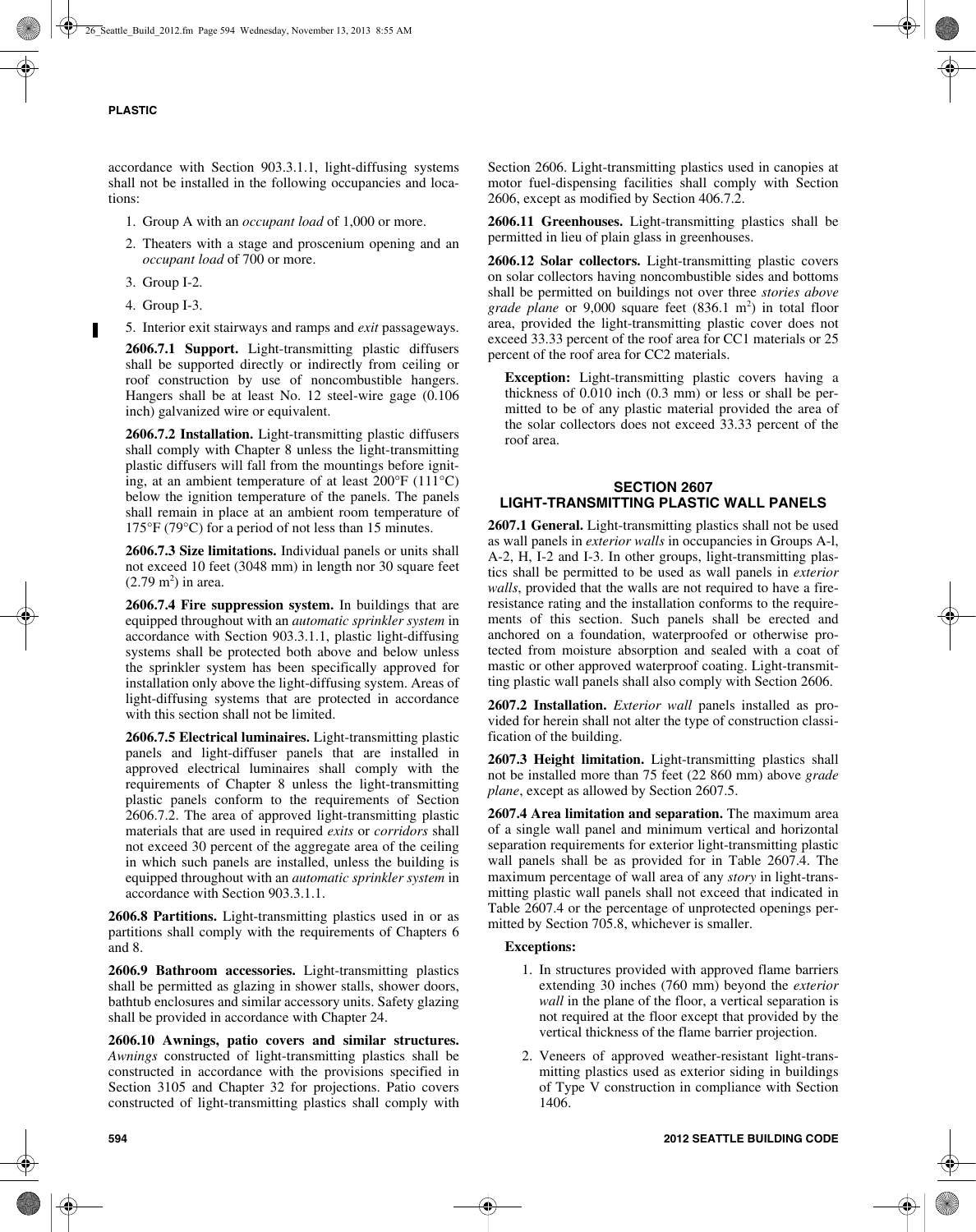accordance with Section 903.3.1.1, light-diffusing systems shall not be installed in the following occupancies and locations:

1. Group A with an *occupant load* of 1,000 or more.
2. Theaters with a stage and proscenium opening and an *occupant load* of 700 or more.
3. Group I-2.
4. Group I-3.
5. Interior exit stairways and ramps and *exit* passageways.

**2606.7.1 Support.** Light-transmitting plastic diffusers shall be supported directly or indirectly from ceiling or roof construction by use of noncombustible hangers. Hangers shall be at least No. 12 steel-wire gage (0.106 inch) galvanized wire or equivalent.

**2606.7.2 Installation.** Light-transmitting plastic diffusers shall comply with Chapter 8 unless the light-transmitting plastic diffusers will fall from the mountings before igniting, at an ambient temperature of at least 200°F (111°C) below the ignition temperature of the panels. The panels shall remain in place at an ambient room temperature of 175°F (79°C) for a period of not less than 15 minutes.

**2606.7.3 Size limitations.** Individual panels or units shall not exceed 10 feet (3048 mm) in length nor 30 square feet (2.79 $m^2$) in area.

**2606.7.4 Fire suppression system.** In buildings that are equipped throughout with an *automatic sprinkler system* in accordance with Section 903.3.1.1, plastic light-diffusing systems shall be protected both above and below unless the sprinkler system has been specifically approved for installation only above the light-diffusing system. Areas of light-diffusing systems that are protected in accordance with this section shall not be limited.

**2606.7.5 Electrical luminaires.** Light-transmitting plastic panels and light-diffuser panels that are installed in approved electrical luminaires shall comply with the requirements of Chapter 8 unless the light-transmitting plastic panels conform to the requirements of Section 2606.7.2. The area of approved light-transmitting plastic materials that are used in required *exits* or *corridors* shall not exceed 30 percent of the aggregate area of the ceiling in which such panels are installed, unless the building is equipped throughout with an *automatic sprinkler system* in accordance with Section 903.3.1.1.

**2606.8 Partitions.** Light-transmitting plastics used in or as partitions shall comply with the requirements of Chapters 6 and 8.

**2606.9 Bathroom accessories.** Light-transmitting plastics shall be permitted as glazing in shower stalls, shower doors, bathtub enclosures and similar accessory units. Safety glazing shall be provided in accordance with Chapter 24.

**2606.10 Awnings, patio covers and similar structures.** *Awnings* constructed of light-transmitting plastics shall be constructed in accordance with the provisions specified in Section 3105 and Chapter 32 for projections. Patio covers constructed of light-transmitting plastics shall comply with Section 2606. Light-transmitting plastics used in canopies at motor fuel-dispensing facilities shall comply with Section 2606, except as modified by Section 406.7.2.

**2606.11 Greenhouses.** Light-transmitting plastics shall be permitted in lieu of plain glass in greenhouses.

**2606.12 Solar collectors.** Light-transmitting plastic covers on solar collectors having noncombustible sides and bottoms shall be permitted on buildings not over three *stories above grade plane* or 9,000 square feet (836.1 $m^2$) in total floor area, provided the light-transmitting plastic cover does not exceed 33.33 percent of the roof area for CC1 materials or 25 percent of the roof area for CC2 materials.

**Exception:** Light-transmitting plastic covers having a thickness of 0.010 inch (0.3 mm) or less or shall be permitted to be of any plastic material provided the area of the solar collectors does not exceed 33.33 percent of the roof area.

## SECTION 2607 LIGHT-TRANSMITTING PLASTIC WALL PANELS

**2607.1 General.** Light-transmitting plastics shall not be used as wall panels in *exterior walls* in occupancies in Groups A-l, A-2, H, I-2 and I-3. In other groups, light-transmitting plastics shall be permitted to be used as wall panels in *exterior walls*, provided that the walls are not required to have a fire-resistance rating and the installation conforms to the requirements of this section. Such panels shall be erected and anchored on a foundation, waterproofed or otherwise protected from moisture absorption and sealed with a coat of mastic or other approved waterproof coating. Light-transmitting plastic wall panels shall also comply with Section 2606.

**2607.2 Installation.** *Exterior wall* panels installed as provided for herein shall not alter the type of construction classification of the building.

**2607.3 Height limitation.** Light-transmitting plastics shall not be installed more than 75 feet (22 860 mm) above *grade plane*, except as allowed by Section 2607.5.

**2607.4 Area limitation and separation.** The maximum area of a single wall panel and minimum vertical and horizontal separation requirements for exterior light-transmitting plastic wall panels shall be as provided for in Table 2607.4. The maximum percentage of wall area of any *story* in light-transmitting plastic wall panels shall not exceed that indicated in Table 2607.4 or the percentage of unprotected openings permitted by Section 705.8, whichever is smaller.

**Exceptions:**

1. In structures provided with approved flame barriers extending 30 inches (760 mm) beyond the *exterior wall* in the plane of the floor, a vertical separation is not required at the floor except that provided by the vertical thickness of the flame barrier projection.
2. Veneers of approved weather-resistant light-transmitting plastics used as exterior siding in buildings of Type V construction in compliance with Section 1406.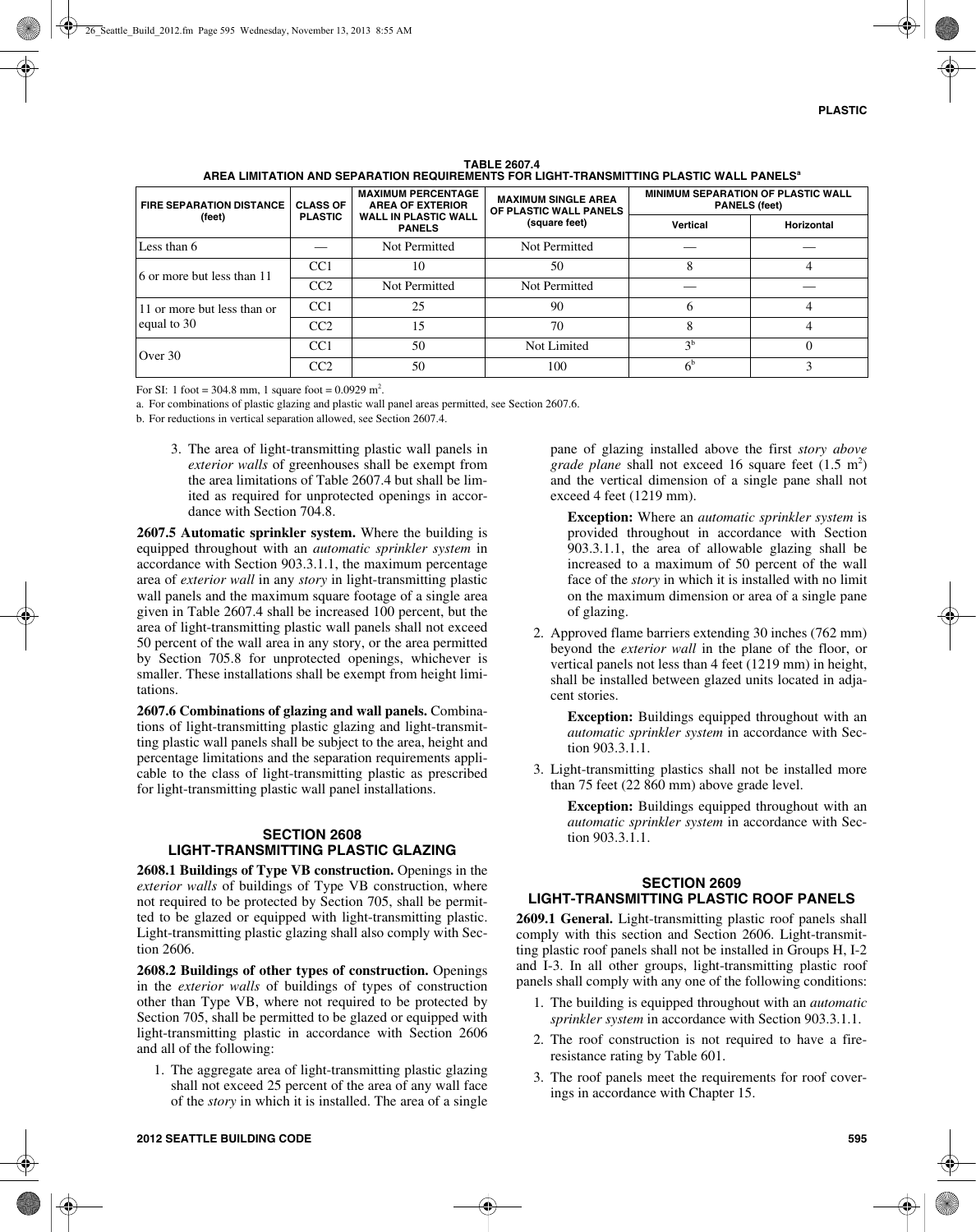**TABLE 2607.4**
**AREA LIMITATION AND SEPARATION REQUIREMENTS FOR LIGHT-TRANSMITTING PLASTIC WALL PANELS[a]**

| FIRE SEPARATION DISTANCE (feet) | CLASS OF PLASTIC | MAXIMUM PERCENTAGE AREA OF EXTERIOR WALL IN PLASTIC WALL PANELS | MAXIMUM SINGLE AREA OF PLASTIC WALL PANELS (square feet) | MINIMUM SEPARATION OF PLASTIC WALL PANELS (feet) | |
|---|---|---|---|---|---|
| | | | | Vertical | Horizontal |
| Less than 6 | — | Not Permitted | Not Permitted | — | — |
| 6 or more but less than 11 | CC1 | 10 | 50 | 8 | 4 |
| | CC2 | Not Permitted | Not Permitted | — | — |
| 11 or more but less than or equal to 30 | CC1 | 25 | 90 | 6 | 4 |
| | CC2 | 15 | 70 | 8 | 4 |
| Over 30 | CC1 | 50 | Not Limited | 3[b] | 0 |
| | CC2 | 50 | 100 | 6[b] | 3 |

For SI: 1 foot = 304.8 mm, 1 square foot = 0.0929 $m^2$.

a. For combinations of plastic glazing and plastic wall panel areas permitted, see Section 2607.6.

b. For reductions in vertical separation allowed, see Section 2607.4.

3. The area of light-transmitting plastic wall panels in *exterior walls* of greenhouses shall be exempt from the area limitations of Table 2607.4 but shall be limited as required for unprotected openings in accordance with Section 704.8.

**2607.5 Automatic sprinkler system.** Where the building is equipped throughout with an *automatic sprinkler system* in accordance with Section 903.3.1.1, the maximum percentage area of *exterior wall* in any *story* in light-transmitting plastic wall panels and the maximum square footage of a single area given in Table 2607.4 shall be increased 100 percent, but the area of light-transmitting plastic wall panels shall not exceed 50 percent of the wall area in any story, or the area permitted by Section 705.8 for unprotected openings, whichever is smaller. These installations shall be exempt from height limitations.

**2607.6 Combinations of glazing and wall panels.** Combinations of light-transmitting plastic glazing and light-transmitting plastic wall panels shall be subject to the area, height and percentage limitations and the separation requirements applicable to the class of light-transmitting plastic as prescribed for light-transmitting plastic wall panel installations.

## SECTION 2608 LIGHT-TRANSMITTING PLASTIC GLAZING

**2608.1 Buildings of Type VB construction.** Openings in the *exterior walls* of buildings of Type VB construction, where not required to be protected by Section 705, shall be permitted to be glazed or equipped with light-transmitting plastic. Light-transmitting plastic glazing shall also comply with Section 2606.

**2608.2 Buildings of other types of construction.** Openings in the *exterior walls* of buildings of types of construction other than Type VB, where not required to be protected by Section 705, shall be permitted to be glazed or equipped with light-transmitting plastic in accordance with Section 2606 and all of the following:

1. The aggregate area of light-transmitting plastic glazing shall not exceed 25 percent of the area of any wall face of the *story* in which it is installed. The area of a single pane of glazing installed above the first *story above grade plane* shall not exceed 16 square feet (1.5 $m^2$) and the vertical dimension of a single pane shall not exceed 4 feet (1219 mm).

   **Exception:** Where an *automatic sprinkler system* is provided throughout in accordance with Section 903.3.1.1, the area of allowable glazing shall be increased to a maximum of 50 percent of the wall face of the *story* in which it is installed with no limit on the maximum dimension or area of a single pane of glazing.

2. Approved flame barriers extending 30 inches (762 mm) beyond the *exterior wall* in the plane of the floor, or vertical panels not less than 4 feet (1219 mm) in height, shall be installed between glazed units located in adjacent stories.

   **Exception:** Buildings equipped throughout with an *automatic sprinkler system* in accordance with Section 903.3.1.1.

3. Light-transmitting plastics shall not be installed more than 75 feet (22 860 mm) above grade level.

   **Exception:** Buildings equipped throughout with an *automatic sprinkler system* in accordance with Section 903.3.1.1.

## SECTION 2609 LIGHT-TRANSMITTING PLASTIC ROOF PANELS

**2609.1 General.** Light-transmitting plastic roof panels shall comply with this section and Section 2606. Light-transmitting plastic roof panels shall not be installed in Groups H, I-2 and I-3. In all other groups, light-transmitting plastic roof panels shall comply with any one of the following conditions:

1. The building is equipped throughout with an *automatic sprinkler system* in accordance with Section 903.3.1.1.
2. The roof construction is not required to have a fire-resistance rating by Table 601.
3. The roof panels meet the requirements for roof coverings in accordance with Chapter 15.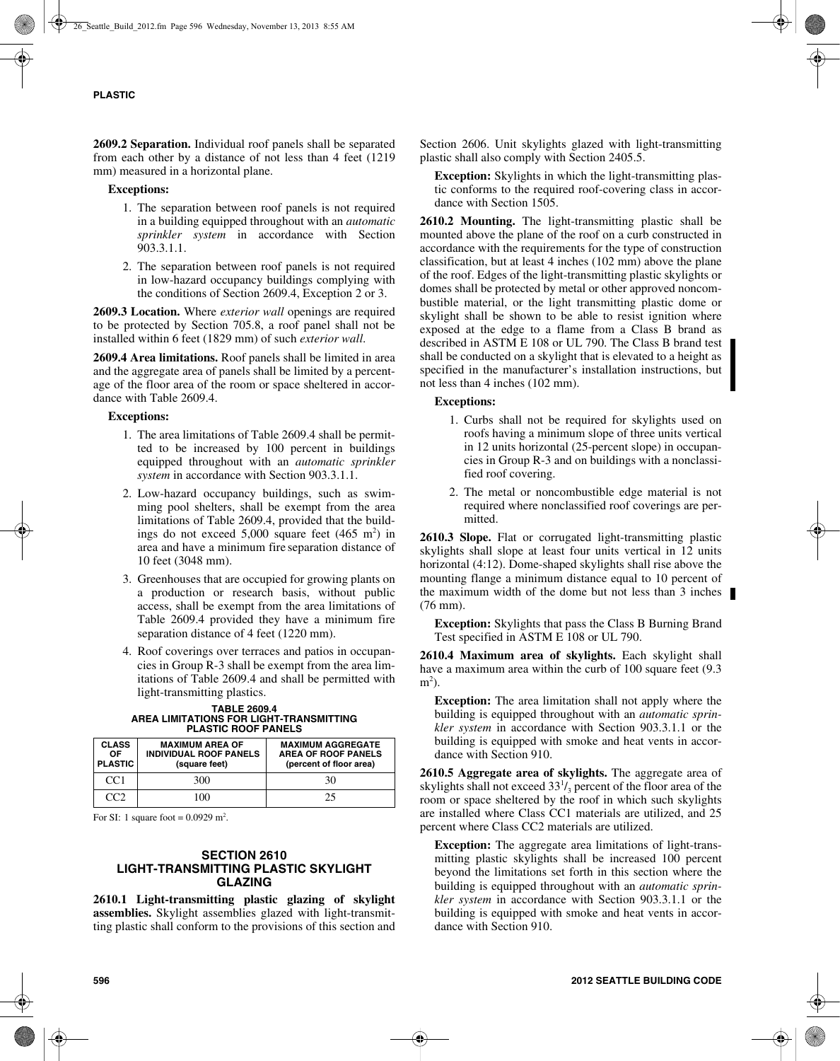**2609.2 Separation.** Individual roof panels shall be separated from each other by a distance of not less than 4 feet (1219 mm) measured in a horizontal plane.

**Exceptions:**

1. The separation between roof panels is not required in a building equipped throughout with an *automatic sprinkler system* in accordance with Section 903.3.1.1.
2. The separation between roof panels is not required in low-hazard occupancy buildings complying with the conditions of Section 2609.4, Exception 2 or 3.

**2609.3 Location.** Where *exterior wall* openings are required to be protected by Section 705.8, a roof panel shall not be installed within 6 feet (1829 mm) of such *exterior wall*.

**2609.4 Area limitations.** Roof panels shall be limited in area and the aggregate area of panels shall be limited by a percentage of the floor area of the room or space sheltered in accordance with Table 2609.4.

**Exceptions:**

1. The area limitations of Table 2609.4 shall be permitted to be increased by 100 percent in buildings equipped throughout with an *automatic sprinkler system* in accordance with Section 903.3.1.1.
2. Low-hazard occupancy buildings, such as swimming pool shelters, shall be exempt from the area limitations of Table 2609.4, provided that the buildings do not exceed 5,000 square feet (465 $m^2$) in area and have a minimum fire separation distance of 10 feet (3048 mm).
3. Greenhouses that are occupied for growing plants on a production or research basis, without public access, shall be exempt from the area limitations of Table 2609.4 provided they have a minimum fire separation distance of 4 feet (1220 mm).
4. Roof coverings over terraces and patios in occupancies in Group R-3 shall be exempt from the area limitations of Table 2609.4 and shall be permitted with light-transmitting plastics.

**TABLE 2609.4**
**AREA LIMITATIONS FOR LIGHT-TRANSMITTING PLASTIC ROOF PANELS**

| CLASS OF PLASTIC | MAXIMUM AREA OF INDIVIDUAL ROOF PANELS (square feet) | MAXIMUM AGGREGATE AREA OF ROOF PANELS (percent of floor area) |
|---|---|---|
| CC1 | 300 | 30 |
| CC2 | 100 | 25 |

For SI: 1 square foot = 0.0929 $m^2$.

## SECTION 2610
## LIGHT-TRANSMITTING PLASTIC SKYLIGHT GLAZING

**2610.1 Light-transmitting plastic glazing of skylight assemblies.** Skylight assemblies glazed with light-transmitting plastic shall conform to the provisions of this section and Section 2606. Unit skylights glazed with light-transmitting plastic shall also comply with Section 2405.5.

**Exception:** Skylights in which the light-transmitting plastic conforms to the required roof-covering class in accordance with Section 1505.

**2610.2 Mounting.** The light-transmitting plastic shall be mounted above the plane of the roof on a curb constructed in accordance with the requirements for the type of construction classification, but at least 4 inches (102 mm) above the plane of the roof. Edges of the light-transmitting plastic skylights or domes shall be protected by metal or other approved noncombustible material, or the light transmitting plastic dome or skylight shall be shown to be able to resist ignition where exposed at the edge to a flame from a Class B brand as described in ASTM E 108 or UL 790. The Class B brand test shall be conducted on a skylight that is elevated to a height as specified in the manufacturer's installation instructions, but not less than 4 inches (102 mm).

**Exceptions:**

1. Curbs shall not be required for skylights used on roofs having a minimum slope of three units vertical in 12 units horizontal (25-percent slope) in occupancies in Group R-3 and on buildings with a nonclassified roof covering.
2. The metal or noncombustible edge material is not required where nonclassified roof coverings are permitted.

**2610.3 Slope.** Flat or corrugated light-transmitting plastic skylights shall slope at least four units vertical in 12 units horizontal (4:12). Dome-shaped skylights shall rise above the mounting flange a minimum distance equal to 10 percent of the maximum width of the dome but not less than 3 inches (76 mm).

**Exception:** Skylights that pass the Class B Burning Brand Test specified in ASTM E 108 or UL 790.

**2610.4 Maximum area of skylights.** Each skylight shall have a maximum area within the curb of 100 square feet (9.3 $m^2$).

**Exception:** The area limitation shall not apply where the building is equipped throughout with an *automatic sprinkler system* in accordance with Section 903.3.1.1 or the building is equipped with smoke and heat vents in accordance with Section 910.

**2610.5 Aggregate area of skylights.** The aggregate area of skylights shall not exceed $33^1/_3$ percent of the floor area of the room or space sheltered by the roof in which such skylights are installed where Class CC1 materials are utilized, and 25 percent where Class CC2 materials are utilized.

**Exception:** The aggregate area limitations of light-transmitting plastic skylights shall be increased 100 percent beyond the limitations set forth in this section where the building is equipped throughout with an *automatic sprinkler system* in accordance with Section 903.3.1.1 or the building is equipped with smoke and heat vents in accordance with Section 910.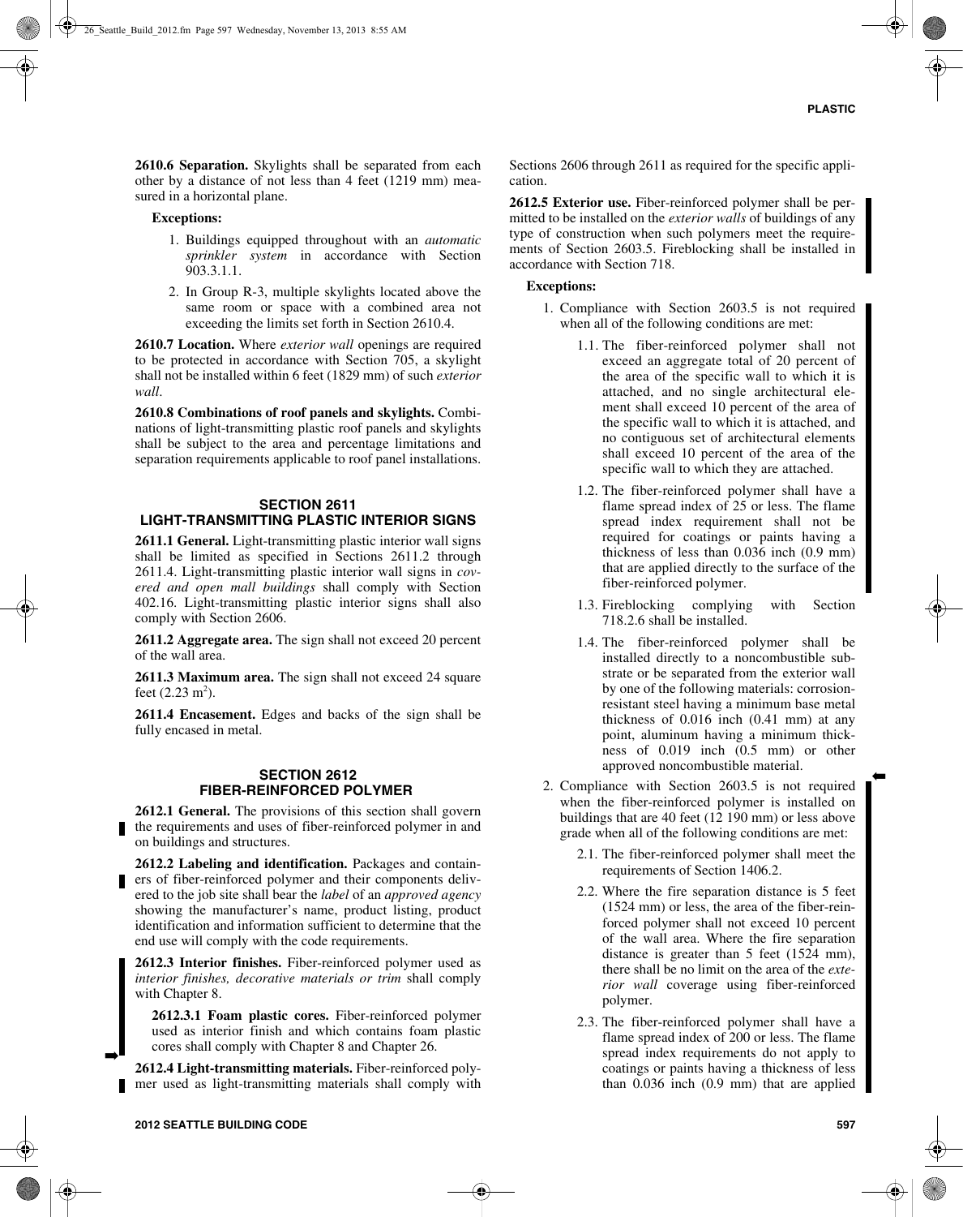**2610.6 Separation.** Skylights shall be separated from each other by a distance of not less than 4 feet (1219 mm) measured in a horizontal plane.

**Exceptions:**

1. Buildings equipped throughout with an *automatic sprinkler system* in accordance with Section 903.3.1.1.
2. In Group R-3, multiple skylights located above the same room or space with a combined area not exceeding the limits set forth in Section 2610.4.

**2610.7 Location.** Where *exterior wall* openings are required to be protected in accordance with Section 705, a skylight shall not be installed within 6 feet (1829 mm) of such *exterior wall*.

**2610.8 Combinations of roof panels and skylights.** Combinations of light-transmitting plastic roof panels and skylights shall be subject to the area and percentage limitations and separation requirements applicable to roof panel installations.

## SECTION 2611 LIGHT-TRANSMITTING PLASTIC INTERIOR SIGNS

**2611.1 General.** Light-transmitting plastic interior wall signs shall be limited as specified in Sections 2611.2 through 2611.4. Light-transmitting plastic interior wall signs in *covered and open mall buildings* shall comply with Section 402.16. Light-transmitting plastic interior signs shall also comply with Section 2606.

**2611.2 Aggregate area.** The sign shall not exceed 20 percent of the wall area.

**2611.3 Maximum area.** The sign shall not exceed 24 square feet (2.23 m$^2$).

**2611.4 Encasement.** Edges and backs of the sign shall be fully encased in metal.

## SECTION 2612 FIBER-REINFORCED POLYMER

**2612.1 General.** The provisions of this section shall govern the requirements and uses of fiber-reinforced polymer in and on buildings and structures.

**2612.2 Labeling and identification.** Packages and containers of fiber-reinforced polymer and their components delivered to the job site shall bear the *label* of an *approved agency* showing the manufacturer's name, product listing, product identification and information sufficient to determine that the end use will comply with the code requirements.

**2612.3 Interior finishes.** Fiber-reinforced polymer used as *interior finishes, decorative materials or trim* shall comply with Chapter 8.

**2612.3.1 Foam plastic cores.** Fiber-reinforced polymer used as interior finish and which contains foam plastic cores shall comply with Chapter 8 and Chapter 26.

**2612.4 Light-transmitting materials.** Fiber-reinforced polymer used as light-transmitting materials shall comply with Sections 2606 through 2611 as required for the specific application.

**2612.5 Exterior use.** Fiber-reinforced polymer shall be permitted to be installed on the *exterior walls* of buildings of any type of construction when such polymers meet the requirements of Section 2603.5. Fireblocking shall be installed in accordance with Section 718.

**Exceptions:**

1. Compliance with Section 2603.5 is not required when all of the following conditions are met:
   - 1.1. The fiber-reinforced polymer shall not exceed an aggregate total of 20 percent of the area of the specific wall to which it is attached, and no single architectural element shall exceed 10 percent of the area of the specific wall to which it is attached, and no contiguous set of architectural elements shall exceed 10 percent of the area of the specific wall to which they are attached.
   - 1.2. The fiber-reinforced polymer shall have a flame spread index of 25 or less. The flame spread index requirement shall not be required for coatings or paints having a thickness of less than 0.036 inch (0.9 mm) that are applied directly to the surface of the fiber-reinforced polymer.
   - 1.3. Fireblocking complying with Section 718.2.6 shall be installed.
   - 1.4. The fiber-reinforced polymer shall be installed directly to a noncombustible substrate or be separated from the exterior wall by one of the following materials: corrosion-resistant steel having a minimum base metal thickness of 0.016 inch (0.41 mm) at any point, aluminum having a minimum thickness of 0.019 inch (0.5 mm) or other approved noncombustible material.
2. Compliance with Section 2603.5 is not required when the fiber-reinforced polymer is installed on buildings that are 40 feet (12 190 mm) or less above grade when all of the following conditions are met:
   - 2.1. The fiber-reinforced polymer shall meet the requirements of Section 1406.2.
   - 2.2. Where the fire separation distance is 5 feet (1524 mm) or less, the area of the fiber-reinforced polymer shall not exceed 10 percent of the wall area. Where the fire separation distance is greater than 5 feet (1524 mm), there shall be no limit on the area of the *exterior wall* coverage using fiber-reinforced polymer.
   - 2.3. The fiber-reinforced polymer shall have a flame spread index of 200 or less. The flame spread index requirements do not apply to coatings or paints having a thickness of less than 0.036 inch (0.9 mm) that are applied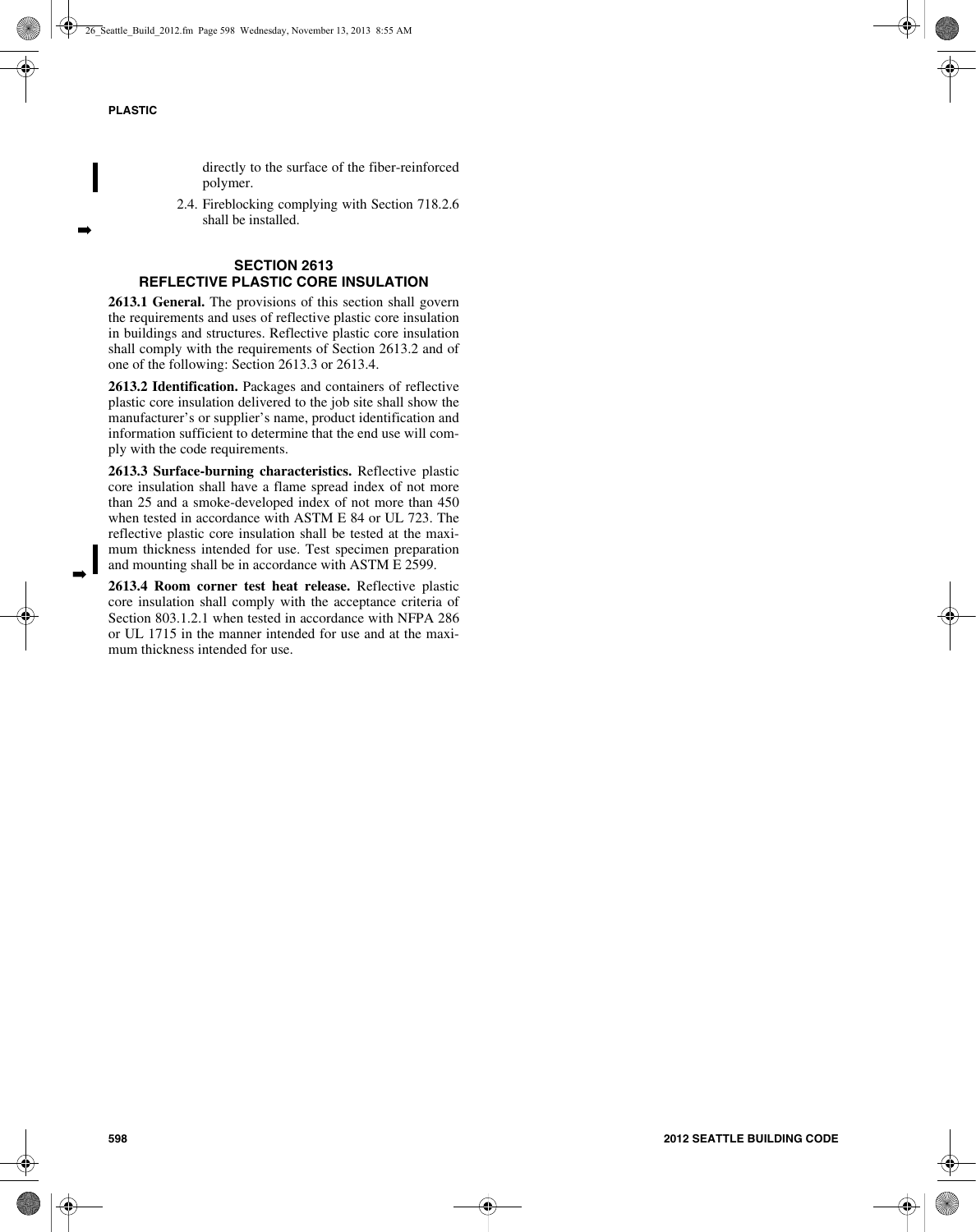directly to the surface of the fiber-reinforced polymer.

2.4. Fireblocking complying with Section 718.2.6 shall be installed.

## SECTION 2613 REFLECTIVE PLASTIC CORE INSULATION

**2613.1 General.** The provisions of this section shall govern the requirements and uses of reflective plastic core insulation in buildings and structures. Reflective plastic core insulation shall comply with the requirements of Section 2613.2 and of one of the following: Section 2613.3 or 2613.4.

**2613.2 Identification.** Packages and containers of reflective plastic core insulation delivered to the job site shall show the manufacturer's or supplier's name, product identification and information sufficient to determine that the end use will comply with the code requirements.

**2613.3 Surface-burning characteristics.** Reflective plastic core insulation shall have a flame spread index of not more than 25 and a smoke-developed index of not more than 450 when tested in accordance with ASTM E 84 or UL 723. The reflective plastic core insulation shall be tested at the maximum thickness intended for use. Test specimen preparation and mounting shall be in accordance with ASTM E 2599.

**2613.4 Room corner test heat release.** Reflective plastic core insulation shall comply with the acceptance criteria of Section 803.1.2.1 when tested in accordance with NFPA 286 or UL 1715 in the manner intended for use and at the maximum thickness intended for use.